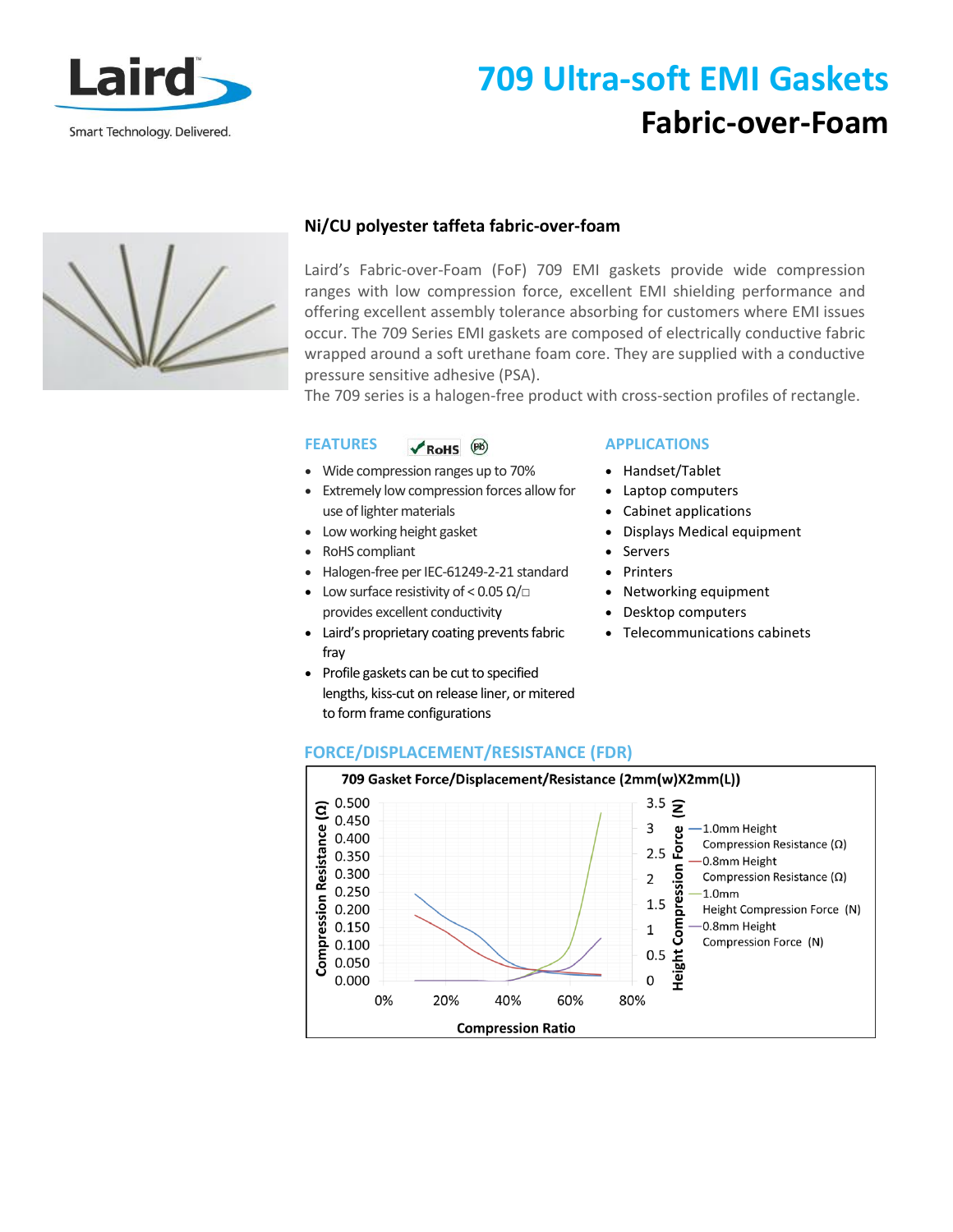# 709 Ultra-soft EMI Gaskets

## Fabric-over-Foam

### Ni/CU polyester taffeta fabric-over-foam

Laird's Fabric-over-Foam (FoF) 709 EMI gaskets provide wide compression ranges with low compression force, excellent EMI shielding performance and offering excellent assembly tolerance absorbing for customers where EMI issues occur. The 709 Series EMI gaskets are composed of electrically conductive fabric wrapped around a soft urethane foam core. They are supplied with a conductive pressure sensitive adhesive (PSA).

The 709 series is a halogen-free product with cross-section profiles of rectangle.

### FEATURES

- Wide compression ranges up to 70%
- Extremely low compression forces allow for use of lighter materials
- Low working height gasket
- RoHS compliant
- Halogen-free per IEC-61249-2-21 standard
- Low surface resistivity of < 0.05 Ω/□ provides excellent conductivity
- Laird's proprietary coating prevents fabric fray
- Profile gaskets can be cut to specified lengths, kiss-cut on release liner, or mitered to form frame configurations

### APPLICATIONS

- Handset/Tablet
- Laptop computers
- Cabinet applications
- Displays Medical equipment
- Servers
- Printers
- Networking equipment
- Desktop computers
- Telecommunications cabinets

### FORCE/DISPLACEMENT/RESISTANCE (FDR)

709 Gasket Force/Displacement/Resistance (2mm(w)X2mm(L))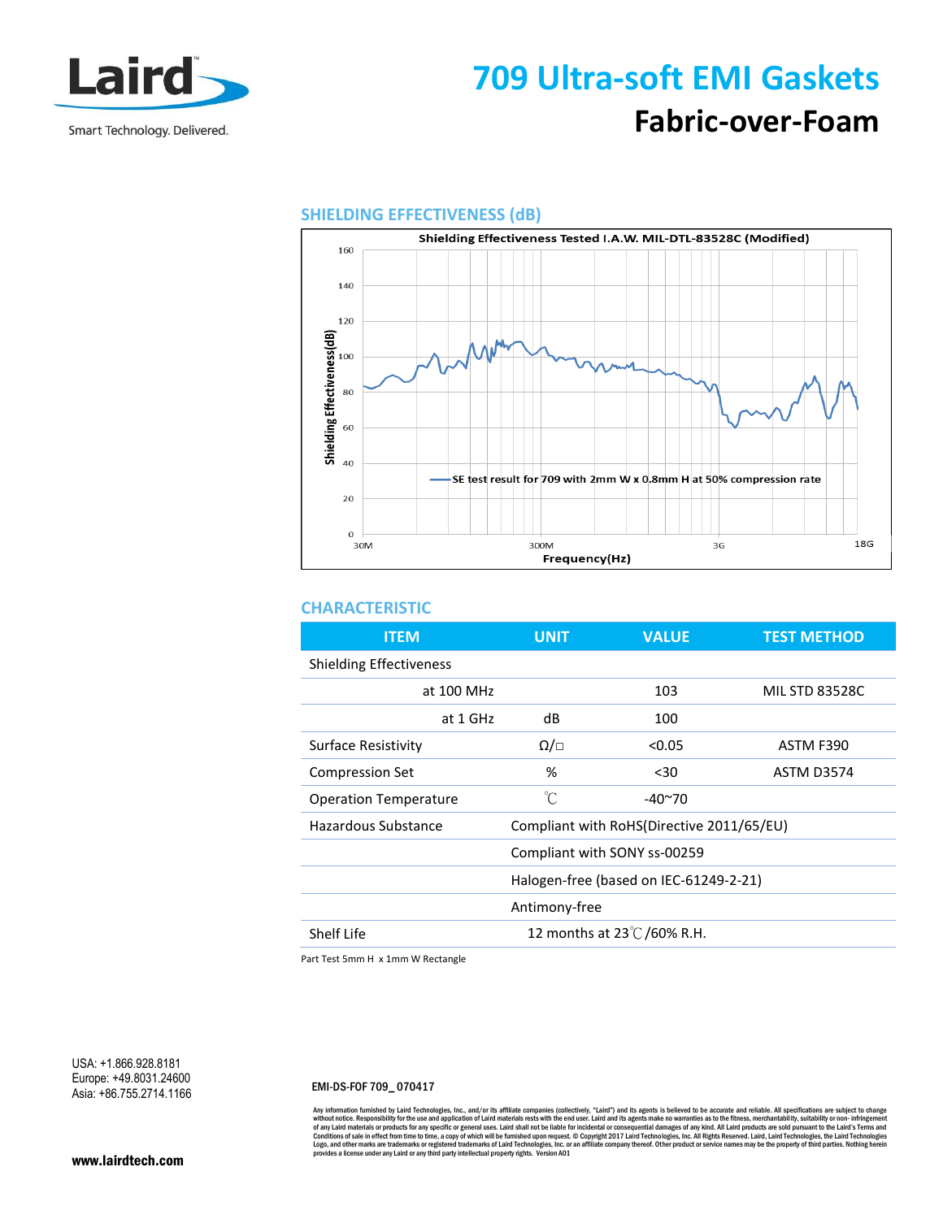# 709 Ultra-soft EMI Gaskets

## Fabric-over-Foam

### SHIELDING EFFECTIVENESS (dB)

Shielding Effectiveness Tested I.A.W. MIL-DTL-83528C (Modified)

Shielding Effectiveness(dB)

160
140
120
100
80
60
40
20
0

SE test result for 709 with 2mm W x 0.8mm H at 50% compression rate

30M
300M
3G
18G

Frequency(Hz)

### CHARACTERISTIC

| ITEM | UNIT | VALUE | TEST METHOD |
|---|---|---|---|
| Shielding Effectiveness | | | |
| at 100 MHz | | 103 | MIL STD 83528C |
| at 1 GHz | dB | 100 | |
| Surface Resistivity | Ω/□ | <0.05 | ASTM F390 |
| Compression Set | % | <30 | ASTM D3574 |
| Operation Temperature | ℃ | -40~70 | |
| Hazardous Substance | Compliant with RoHS(Directive 2011/65/EU) | | |
| | Compliant with SONY ss-00259 | | |
| | Halogen-free (based on IEC-61249-2-21) | | |
| | Antimony-free | | |
| Shelf Life | 12 months at 23℃/60% R.H. | | |

Part Test 5mm H x 1mm W Rectangle

USA: +1.866.928.8181
Europe: +49.8031.24600
Asia: +86.755.2714.1166

www.lairdtech.com

EMI-DS-FOF 709_ 070417

Any information furnished by Laird Technologies, Inc., and/or its affiliate companies (collectively, "Laird") and its agents is believed to be accurate and reliable. All specifications are subject to change without notice. Responsibility for the use and application of Laird materials rests with the end user. Laird and its agents make no warranties as to the fitness, merchantability, suitability or non- infringement of any Laird materials or products for any specific or general uses. Laird shall not be liable for incidental or consequential damages of any kind. All Laird products are sold pursuant to the Laird's Terms and Conditions of sale in effect from time to time, a copy of which will be furnished upon request. © Copyright 2017 Laird Technologies, Inc. All Rights Reserved. Laird, Laird Technologies, the Laird Technologies Logo, and other marks are trademarks or registered trademarks of Laird Technologies, Inc. or an affiliate company thereof. Other product or service names may be the property of third parties. Nothing herein provides a license under any Laird or any third party intellectual property rights. Version A01